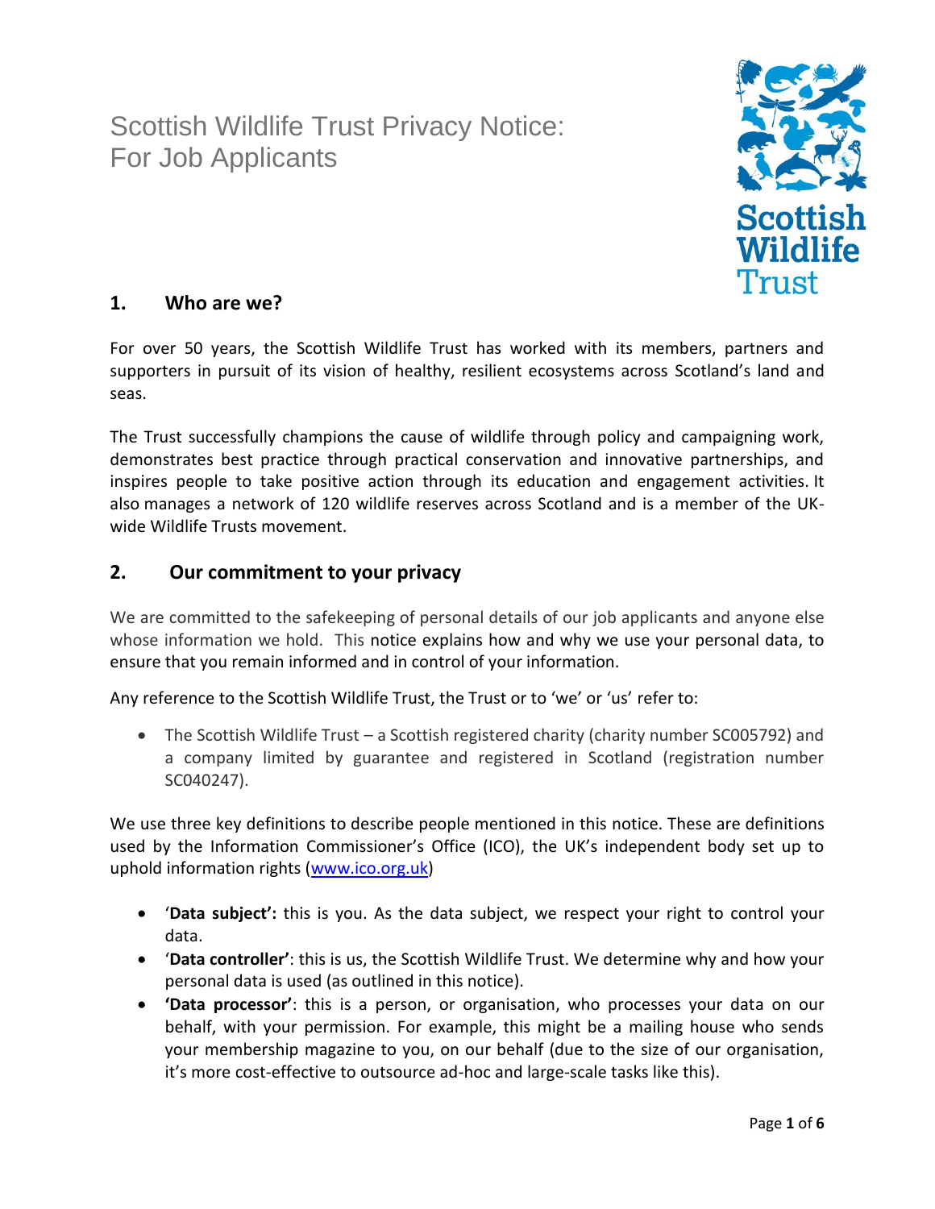# Scottish Wildlife Trust Privacy Notice: For Job Applicants

## 1. Who are we?

For over 50 years, the Scottish Wildlife Trust has worked with its members, partners and supporters in pursuit of its vision of healthy, resilient ecosystems across Scotland's land and seas.

The Trust successfully champions the cause of wildlife through policy and campaigning work, demonstrates best practice through practical conservation and innovative partnerships, and inspires people to take positive action through its education and engagement activities. It also manages a network of 120 wildlife reserves across Scotland and is a member of the UK-wide Wildlife Trusts movement.

## 2. Our commitment to your privacy

We are committed to the safekeeping of personal details of our job applicants and anyone else whose information we hold. This notice explains how and why we use your personal data, to ensure that you remain informed and in control of your information.

Any reference to the Scottish Wildlife Trust, the Trust or to 'we' or 'us' refer to:

- The Scottish Wildlife Trust – a Scottish registered charity (charity number SC005792) and a company limited by guarantee and registered in Scotland (registration number SC040247).

We use three key definitions to describe people mentioned in this notice. These are definitions used by the Information Commissioner's Office (ICO), the UK's independent body set up to uphold information rights (www.ico.org.uk)

- '**Data subject':** this is you. As the data subject, we respect your right to control your data.
- '**Data controller'**: this is us, the Scottish Wildlife Trust. We determine why and how your personal data is used (as outlined in this notice).
- **'Data processor'**: this is a person, or organisation, who processes your data on our behalf, with your permission. For example, this might be a mailing house who sends your membership magazine to you, on our behalf (due to the size of our organisation, it's more cost-effective to outsource ad-hoc and large-scale tasks like this).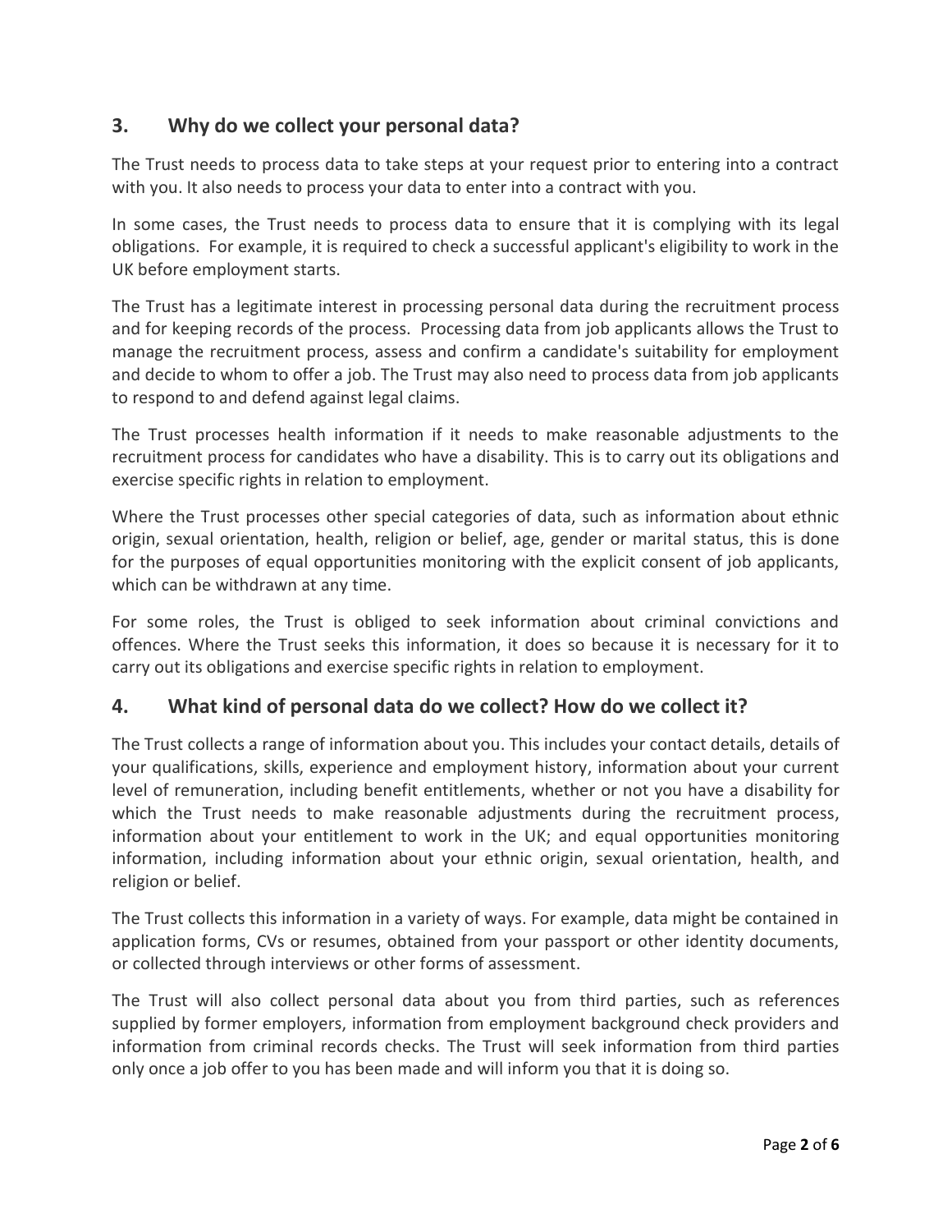## 3. Why do we collect your personal data?

The Trust needs to process data to take steps at your request prior to entering into a contract with you. It also needs to process your data to enter into a contract with you.

In some cases, the Trust needs to process data to ensure that it is complying with its legal obligations. For example, it is required to check a successful applicant's eligibility to work in the UK before employment starts.

The Trust has a legitimate interest in processing personal data during the recruitment process and for keeping records of the process. Processing data from job applicants allows the Trust to manage the recruitment process, assess and confirm a candidate's suitability for employment and decide to whom to offer a job. The Trust may also need to process data from job applicants to respond to and defend against legal claims.

The Trust processes health information if it needs to make reasonable adjustments to the recruitment process for candidates who have a disability. This is to carry out its obligations and exercise specific rights in relation to employment.

Where the Trust processes other special categories of data, such as information about ethnic origin, sexual orientation, health, religion or belief, age, gender or marital status, this is done for the purposes of equal opportunities monitoring with the explicit consent of job applicants, which can be withdrawn at any time.

For some roles, the Trust is obliged to seek information about criminal convictions and offences. Where the Trust seeks this information, it does so because it is necessary for it to carry out its obligations and exercise specific rights in relation to employment.

## 4. What kind of personal data do we collect? How do we collect it?

The Trust collects a range of information about you. This includes your contact details, details of your qualifications, skills, experience and employment history, information about your current level of remuneration, including benefit entitlements, whether or not you have a disability for which the Trust needs to make reasonable adjustments during the recruitment process, information about your entitlement to work in the UK; and equal opportunities monitoring information, including information about your ethnic origin, sexual orientation, health, and religion or belief.

The Trust collects this information in a variety of ways. For example, data might be contained in application forms, CVs or resumes, obtained from your passport or other identity documents, or collected through interviews or other forms of assessment.

The Trust will also collect personal data about you from third parties, such as references supplied by former employers, information from employment background check providers and information from criminal records checks. The Trust will seek information from third parties only once a job offer to you has been made and will inform you that it is doing so.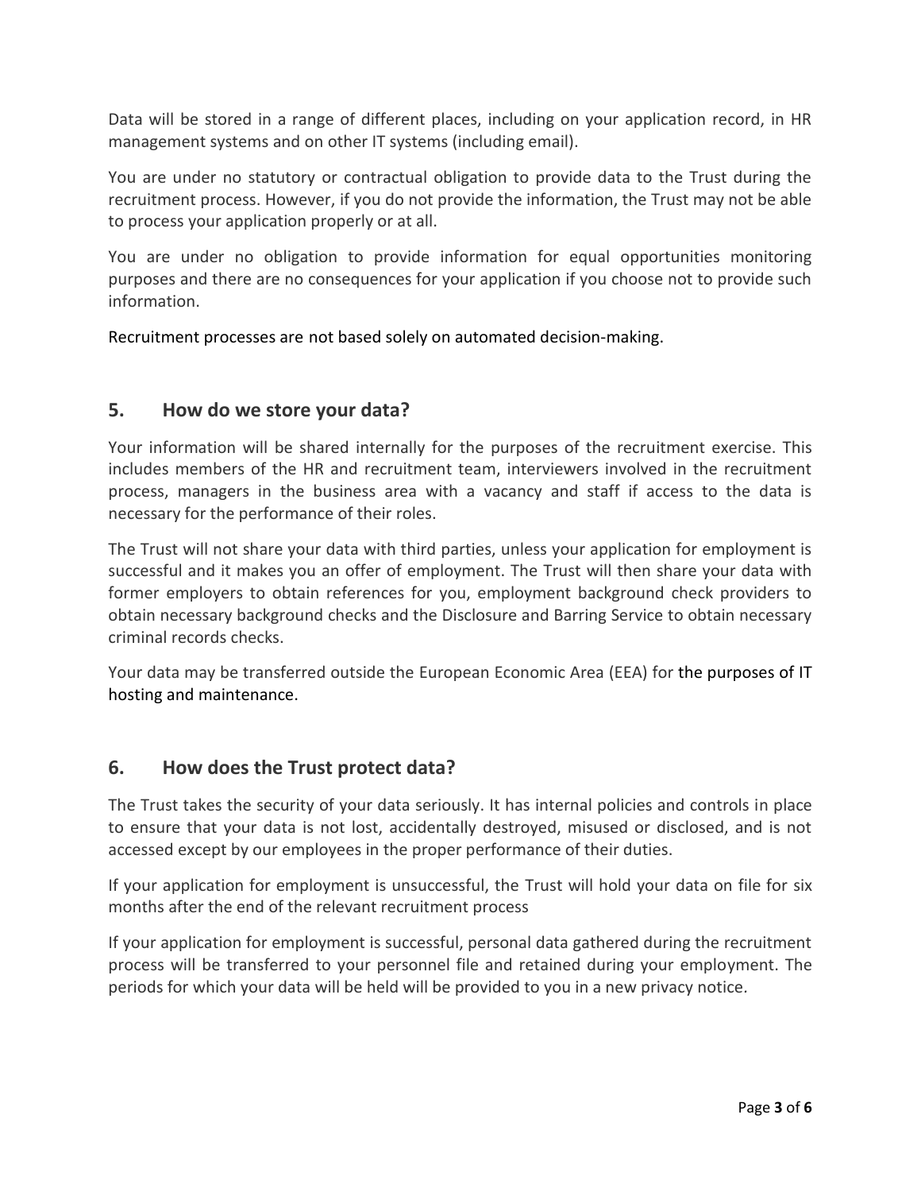Data will be stored in a range of different places, including on your application record, in HR management systems and on other IT systems (including email).

You are under no statutory or contractual obligation to provide data to the Trust during the recruitment process. However, if you do not provide the information, the Trust may not be able to process your application properly or at all.

You are under no obligation to provide information for equal opportunities monitoring purposes and there are no consequences for your application if you choose not to provide such information.

Recruitment processes are not based solely on automated decision-making.

## 5. How do we store your data?

Your information will be shared internally for the purposes of the recruitment exercise. This includes members of the HR and recruitment team, interviewers involved in the recruitment process, managers in the business area with a vacancy and staff if access to the data is necessary for the performance of their roles.

The Trust will not share your data with third parties, unless your application for employment is successful and it makes you an offer of employment. The Trust will then share your data with former employers to obtain references for you, employment background check providers to obtain necessary background checks and the Disclosure and Barring Service to obtain necessary criminal records checks.

Your data may be transferred outside the European Economic Area (EEA) for the purposes of IT hosting and maintenance.

## 6. How does the Trust protect data?

The Trust takes the security of your data seriously. It has internal policies and controls in place to ensure that your data is not lost, accidentally destroyed, misused or disclosed, and is not accessed except by our employees in the proper performance of their duties.

If your application for employment is unsuccessful, the Trust will hold your data on file for six months after the end of the relevant recruitment process

If your application for employment is successful, personal data gathered during the recruitment process will be transferred to your personnel file and retained during your employment. The periods for which your data will be held will be provided to you in a new privacy notice.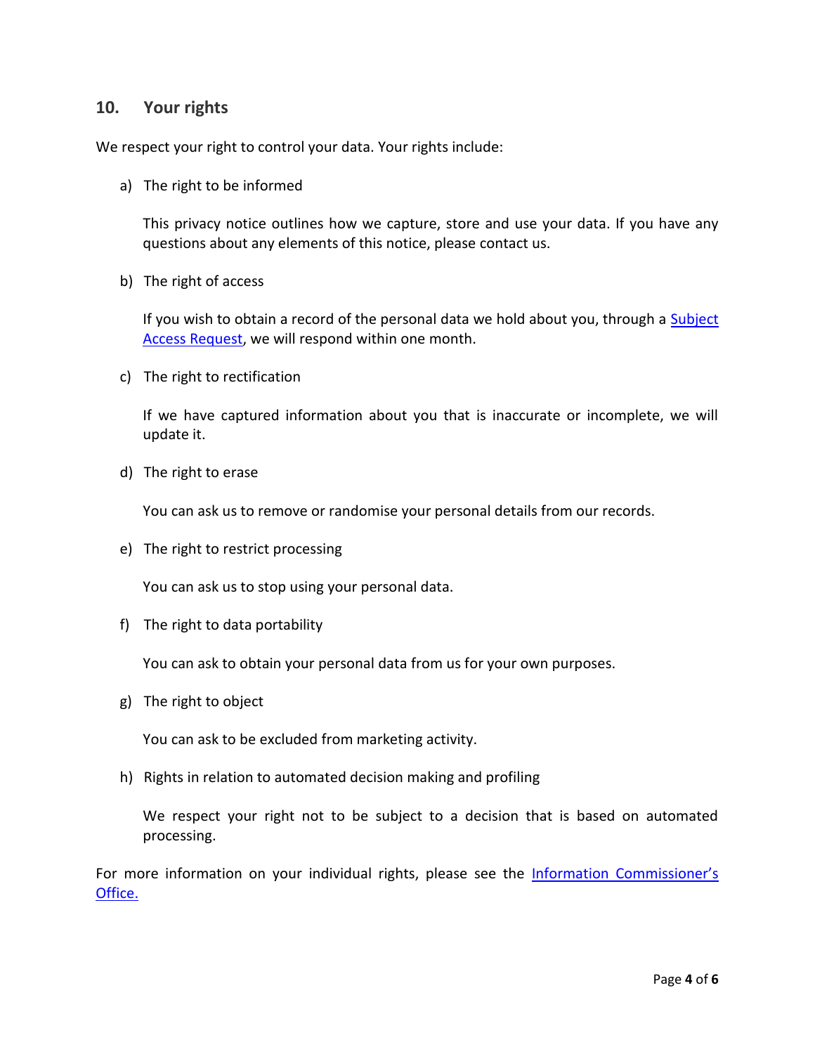## 10. Your rights

We respect your right to control your data. Your rights include:

a) The right to be informed

   This privacy notice outlines how we capture, store and use your data. If you have any questions about any elements of this notice, please contact us.

b) The right of access

   If you wish to obtain a record of the personal data we hold about you, through a Subject Access Request, we will respond within one month.

c) The right to rectification

   If we have captured information about you that is inaccurate or incomplete, we will update it.

d) The right to erase

   You can ask us to remove or randomise your personal details from our records.

e) The right to restrict processing

   You can ask us to stop using your personal data.

f) The right to data portability

   You can ask to obtain your personal data from us for your own purposes.

g) The right to object

   You can ask to be excluded from marketing activity.

h) Rights in relation to automated decision making and profiling

   We respect your right not to be subject to a decision that is based on automated processing.

For more information on your individual rights, please see the Information Commissioner's Office.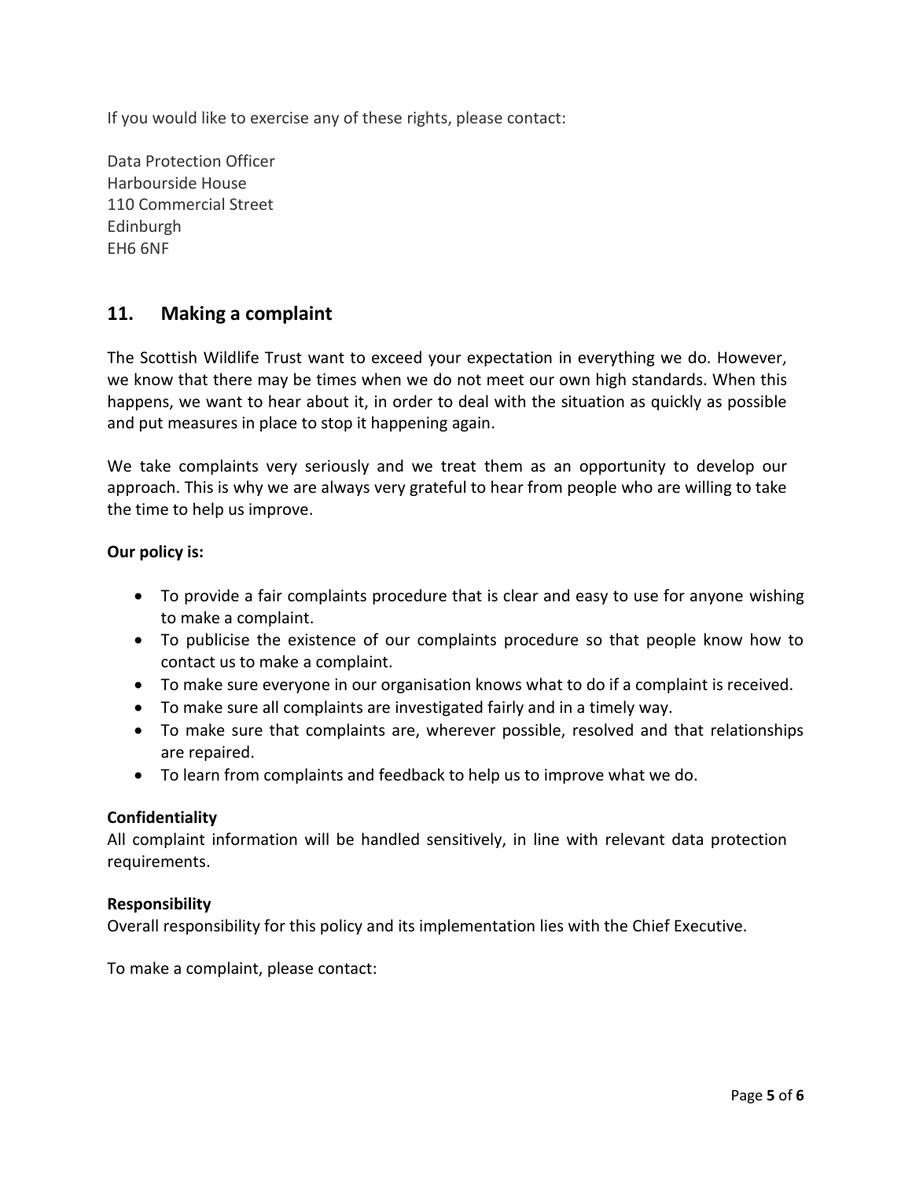If you would like to exercise any of these rights, please contact:

Data Protection Officer  
Harbourside House  
110 Commercial Street  
Edinburgh  
EH6 6NF

## 11. Making a complaint

The Scottish Wildlife Trust want to exceed your expectation in everything we do. However, we know that there may be times when we do not meet our own high standards. When this happens, we want to hear about it, in order to deal with the situation as quickly as possible and put measures in place to stop it happening again.

We take complaints very seriously and we treat them as an opportunity to develop our approach. This is why we are always very grateful to hear from people who are willing to take the time to help us improve.

**Our policy is:**

- To provide a fair complaints procedure that is clear and easy to use for anyone wishing to make a complaint.
- To publicise the existence of our complaints procedure so that people know how to contact us to make a complaint.
- To make sure everyone in our organisation knows what to do if a complaint is received.
- To make sure all complaints are investigated fairly and in a timely way.
- To make sure that complaints are, wherever possible, resolved and that relationships are repaired.
- To learn from complaints and feedback to help us to improve what we do.

**Confidentiality**  
All complaint information will be handled sensitively, in line with relevant data protection requirements.

**Responsibility**  
Overall responsibility for this policy and its implementation lies with the Chief Executive.

To make a complaint, please contact: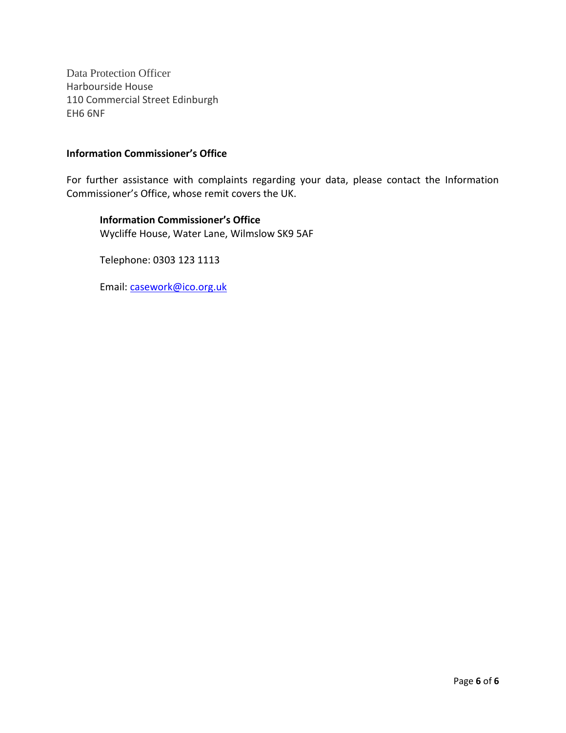Data Protection Officer
Harbourside House
110 Commercial Street Edinburgh
EH6 6NF

**Information Commissioner's Office**

For further assistance with complaints regarding your data, please contact the Information Commissioner's Office, whose remit covers the UK.

**Information Commissioner's Office**
Wycliffe House, Water Lane, Wilmslow SK9 5AF

Telephone: 0303 123 1113

Email: casework@ico.org.uk